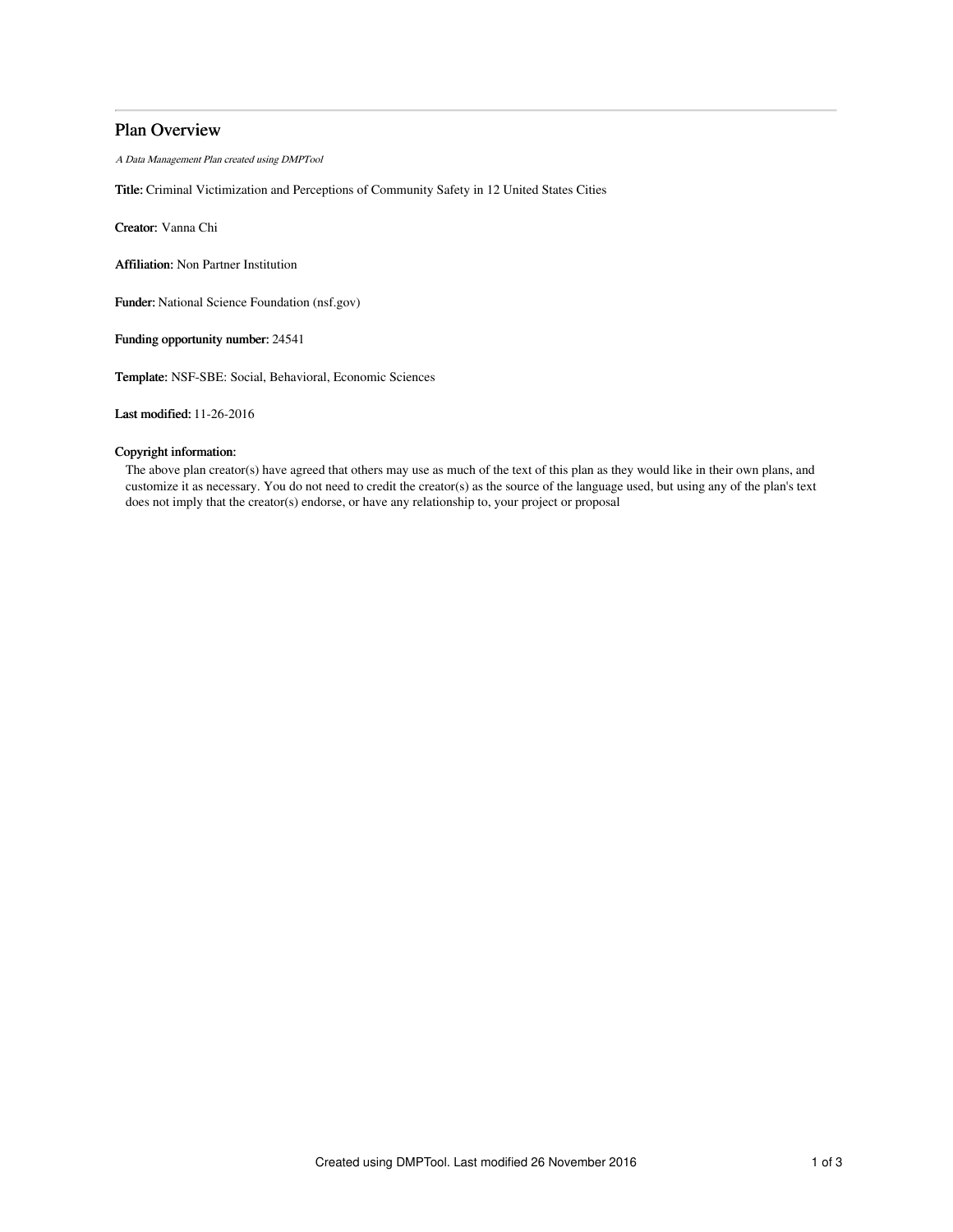# Plan Overview

*A Data Management Plan created using DMPTool*

**Title:** Criminal Victimization and Perceptions of Community Safety in 12 United States Cities

**Creator:** Vanna Chi

**Affiliation:** Non Partner Institution

**Funder:** National Science Foundation (nsf.gov)

**Funding opportunity number:** 24541

**Template:** NSF-SBE: Social, Behavioral, Economic Sciences

**Last modified:** 11-26-2016

**Copyright information:**

The above plan creator(s) have agreed that others may use as much of the text of this plan as they would like in their own plans, and customize it as necessary. You do not need to credit the creator(s) as the source of the language used, but using any of the plan's text does not imply that the creator(s) endorse, or have any relationship to, your project or proposal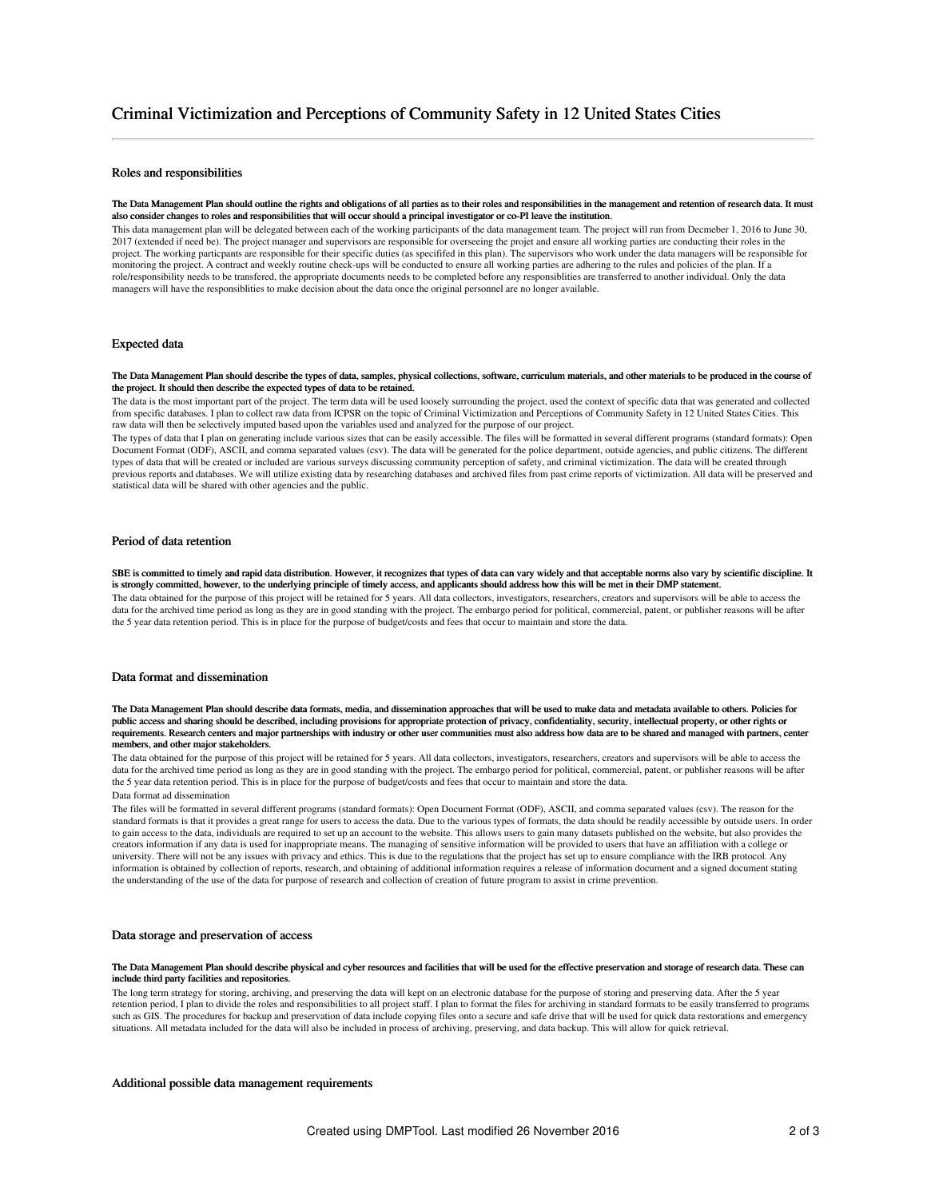# Criminal Victimization and Perceptions of Community Safety in 12 United States Cities

## Roles and responsibilities

**The Data Management Plan should outline the rights and obligations of all parties as to their roles and responsibilities in the management and retention of research data. It must also consider changes to roles and responsibilities that will occur should a principal investigator or co-PI leave the institution.**

This data management plan will be delegated between each of the working participants of the data management team. The project will run from Decmeber 1, 2016 to June 30, 2017 (extended if need be). The project manager and supervisors are responsible for overseeing the projet and ensure all working parties are conducting their roles in the project. The working particpants are responsible for their specific duties (as specififed in this plan). The supervisors who work under the data managers will be responsible for monitoring the project. A contract and weekly routine check-ups will be conducted to ensure all working parties are adhering to the rules and policies of the plan. If a role/responsibility needs to be transfered, the appropriate documents needs to be completed before any responsiblities are transferred to another individual. Only the data managers will have the responsiblities to make decision about the data once the original personnel are no longer available.

## Expected data

**The Data Management Plan should describe the types of data, samples, physical collections, software, curriculum materials, and other materials to be produced in the course of the project. It should then describe the expected types of data to be retained.**

The data is the most important part of the project. The term data will be used loosely surrounding the project, used the context of specific data that was generated and collected from specific databases. I plan to collect raw data from ICPSR on the topic of Criminal Victimization and Perceptions of Community Safety in 12 United States Cities. This raw data will then be selectively imputed based upon the variables used and analyzed for the purpose of our project.

The types of data that I plan on generating include various sizes that can be easily accessible. The files will be formatted in several different programs (standard formats): Open Document Format (ODF), ASCII, and comma separated values (csv). The data will be generated for the police department, outside agencies, and public citizens. The different types of data that will be created or included are various surveys discussing community perception of safety, and criminal victimization. The data will be created through previous reports and databases. We will utilize existing data by researching databases and archived files from past crime reports of victimization. All data will be preserved and statistical data will be shared with other agencies and the public.

## Period of data retention

**SBE is committed to timely and rapid data distribution. However, it recognizes that types of data can vary widely and that acceptable norms also vary by scientific discipline. It is strongly committed, however, to the underlying principle of timely access, and applicants should address how this will be met in their DMP statement.**

The data obtained for the purpose of this project will be retained for 5 years. All data collectors, investigators, researchers, creators and supervisors will be able to access the data for the archived time period as long as they are in good standing with the project. The embargo period for political, commercial, patent, or publisher reasons will be after the 5 year data retention period. This is in place for the purpose of budget/costs and fees that occur to maintain and store the data.

## Data format and dissemination

**The Data Management Plan should describe data formats, media, and dissemination approaches that will be used to make data and metadata available to others. Policies for public access and sharing should be described, including provisions for appropriate protection of privacy, confidentiality, security, intellectual property, or other rights or requirements. Research centers and major partnerships with industry or other user communities must also address how data are to be shared and managed with partners, center members, and other major stakeholders.**

The data obtained for the purpose of this project will be retained for 5 years. All data collectors, investigators, researchers, creators and supervisors will be able to access the data for the archived time period as long as they are in good standing with the project. The embargo period for political, commercial, patent, or publisher reasons will be after the 5 year data retention period. This is in place for the purpose of budget/costs and fees that occur to maintain and store the data.

Data format ad dissemination

The files will be formatted in several different programs (standard formats): Open Document Format (ODF), ASCII, and comma separated values (csv). The reason for the standard formats is that it provides a great range for users to access the data. Due to the various types of formats, the data should be readily accessible by outside users. In order to gain access to the data, individuals are required to set up an account to the website. This allows users to gain many datasets published on the website, but also provides the creators information if any data is used for inappropriate means. The managing of sensitive information will be provided to users that have an affiliation with a college or university. There will not be any issues with privacy and ethics. This is due to the regulations that the project has set up to ensure compliance with the IRB protocol. Any information is obtained by collection of reports, research, and obtaining of additional information requires a release of information document and a signed document stating the understanding of the use of the data for purpose of research and collection of creation of future program to assist in crime prevention.

## Data storage and preservation of access

**The Data Management Plan should describe physical and cyber resources and facilities that will be used for the effective preservation and storage of research data. These can include third party facilities and repositories.**

The long term strategy for storing, archiving, and preserving the data will kept on an electronic database for the purpose of storing and preserving data. After the 5 year retention period, I plan to divide the roles and responsibilities to all project staff. I plan to format the files for archiving in standard formats to be easily transferred to programs such as GIS. The procedures for backup and preservation of data include copying files onto a secure and safe drive that will be used for quick data restorations and emergency situations. All metadata included for the data will also be included in process of archiving, preserving, and data backup. This will allow for quick retrieval.

## Additional possible data management requirements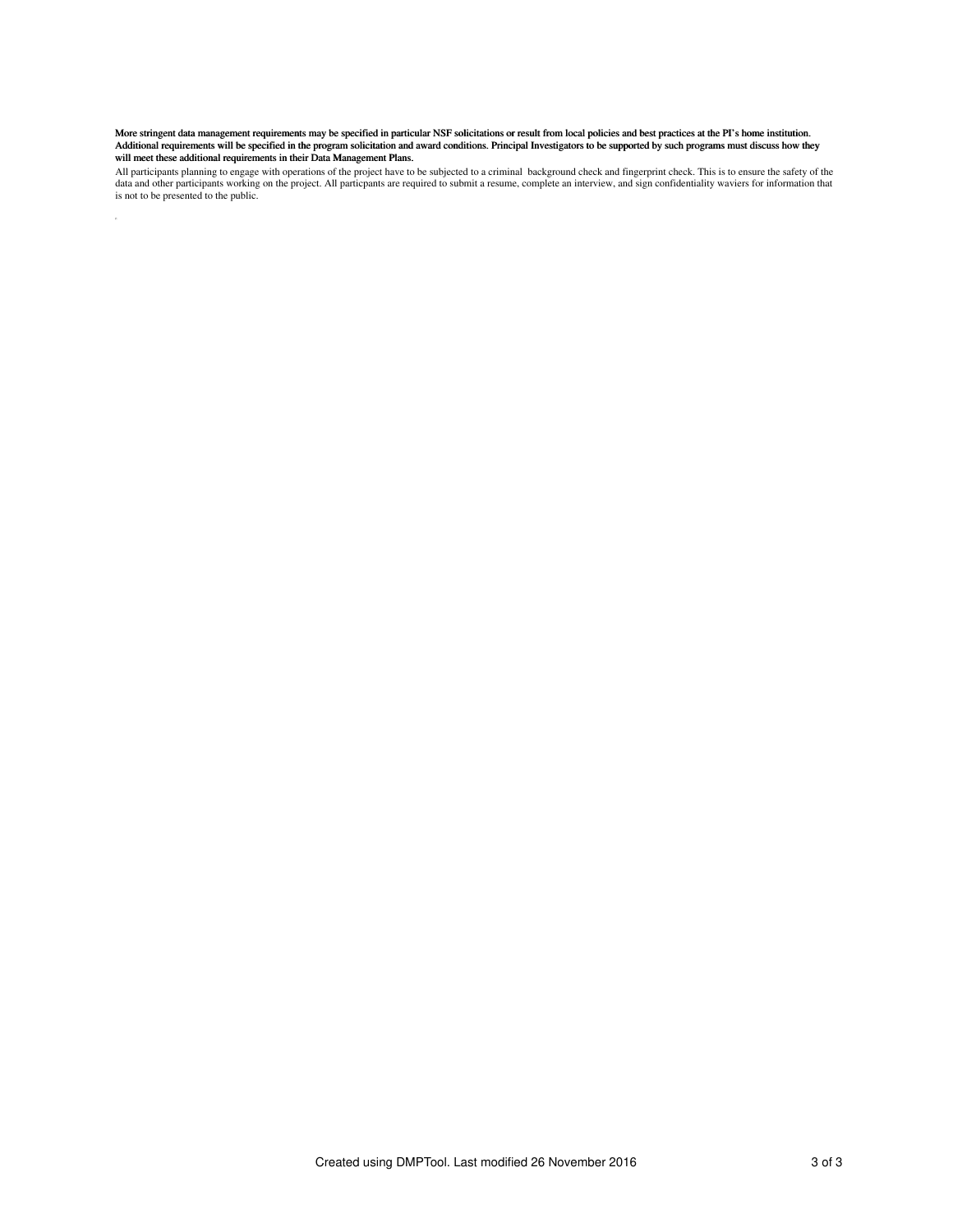**More stringent data management requirements may be specified in particular NSF solicitations or result from local policies and best practices at the PI's home institution. Additional requirements will be specified in the program solicitation and award conditions. Principal Investigators to be supported by such programs must discuss how they will meet these additional requirements in their Data Management Plans.**

All participants planning to engage with operations of the project have to be subjected to a criminal background check and fingerprint check. This is to ensure the safety of the data and other participants working on the project. All particpants are required to submit a resume, complete an interview, and sign confidentiality waviers for information that is not to be presented to the public.